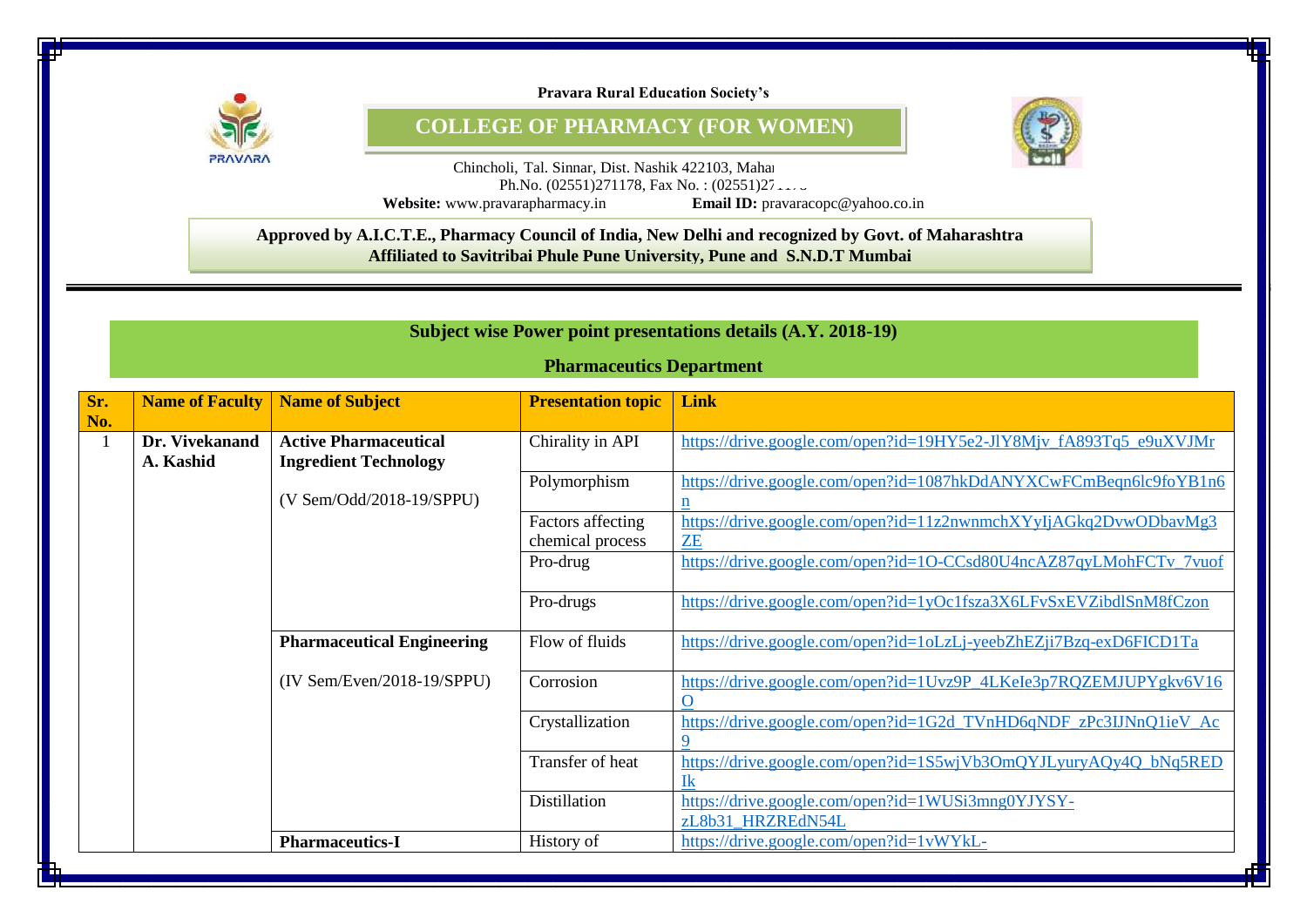Pravara Rural Education Society's

# COLLEGE OF PHARMACY (FOR WOMEN)

Chincholi, Tal. Sinnar, Dist. Nashik 422103, Mahar
Ph.No. (02551)271178, Fax No. : (02551)27
**Website:** www.pravarapharmacy.in **Email ID:** pravaracopc@yahoo.co.in

**Approved by A.I.C.T.E., Pharmacy Council of India, New Delhi and recognized by Govt. of Maharashtra**
**Affiliated to Savitribai Phule Pune University, Pune and S.N.D.T Mumbai**

## Subject wise Power point presentations details (A.Y. 2018-19)

## Pharmaceutics Department

| Sr. No. | Name of Faculty | Name of Subject | Presentation topic | Link |
|---|---|---|---|---|
| 1 | **Dr. Vivekanand A. Kashid** | **Active Pharmaceutical Ingredient Technology** (V Sem/Odd/2018-19/SPPU) | Chirality in API | https://drive.google.com/open?id=19HY5e2-JlY8Mjv_fA893Tq5_e9uXVJMr |
| | | | Polymorphism | https://drive.google.com/open?id=1087hkDdANYXCwFCmBeqn6lc9foYB1n6n |
| | | | Factors affecting chemical process | https://drive.google.com/open?id=11z2nwnmchXYyIjAGkq2DvwODbavMg3ZE |
| | | | Pro-drug | https://drive.google.com/open?id=1O-CCsd80U4ncAZ87qyLMohFCTv_7vuof |
| | | | Pro-drugs | https://drive.google.com/open?id=1yOc1fsza3X6LFvSxEVZibdlSnM8fCzon |
| | | **Pharmaceutical Engineering** (IV Sem/Even/2018-19/SPPU) | Flow of fluids | https://drive.google.com/open?id=1oLzLj-yeebZhEZji7Bzq-exD6FICD1Ta |
| | | | Corrosion | https://drive.google.com/open?id=1Uvz9P_4LKeIe3p7RQZEMJUPYgkv6V16O |
| | | | Crystallization | https://drive.google.com/open?id=1G2d_TVnHD6qNDF_zPc3IJNnQ1ieV_Ac9 |
| | | | Transfer of heat | https://drive.google.com/open?id=1S5wjVb3OmQYJLyuryAQy4Q_bNq5REDIk |
| | | | Distillation | https://drive.google.com/open?id=1WUSi3mng0YJYSY-zL8b31_HRZREdN54L |
| | | **Pharmaceutics-I** | History of | https://drive.google.com/open?id=1vWYkL- |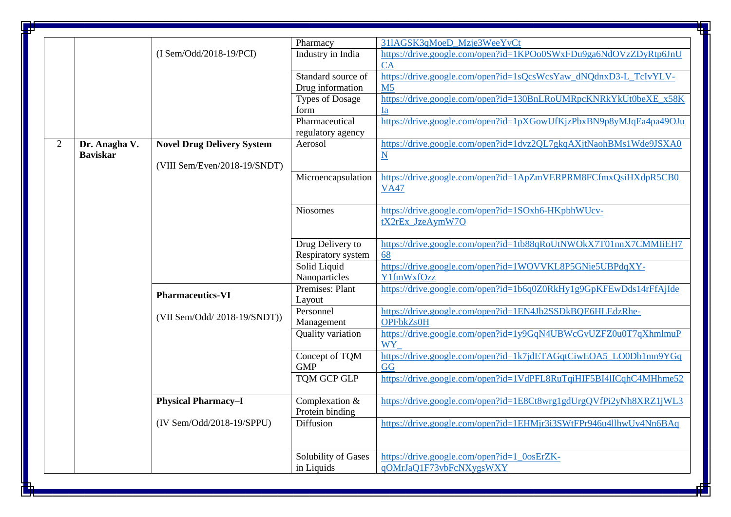| | | | | |
|---|---|---|---|---|
| | | (I Sem/Odd/2018-19/PCI) | Pharmacy | 31lAGSK3qMoeD_Mzje3WeeYvCt |
| | | | Industry in India | https://drive.google.com/open?id=1KPOo0SWxFDu9ga6NdOVzZDyRtp6JnUCA |
| | | | Standard source of Drug information | https://drive.google.com/open?id=1sQcsWcsYaw_dNQdnxD3-L_TcIvYLV-M5 |
| | | | Types of Dosage form | https://drive.google.com/open?id=130BnLRoUMRpcKNRkYkUt0beXE_x58KIa |
| | | | Pharmaceutical regulatory agency | https://drive.google.com/open?id=1pXGowUfKjzPbxBN9p8yMJqEa4pa49OJu |
| 2 | **Dr. Anagha V. Baviskar** | **Novel Drug Delivery System** (VIII Sem/Even/2018-19/SNDT) | Aerosol | https://drive.google.com/open?id=1dvz2QL7gkqAXjtNaohBMs1Wde9JSXA0N |
| | | | Microencapsulation | https://drive.google.com/open?id=1ApZmVERPRM8FCfmxQsiHXdpR5CB0VA47 |
| | | | Niosomes | https://drive.google.com/open?id=1SOxh6-HKpbhWUcv-tX2rEx_JzeAymW7O |
| | | | Drug Delivery to Respiratory system | https://drive.google.com/open?id=1tb88qRoUtNWOkX7T01nnX7CMMIiEH768 |
| | | | Solid Liquid Nanoparticles | https://drive.google.com/open?id=1WOVVKL8P5GNie5UBPdqXY-Y1fmWxfOzz |
| | | **Pharmaceutics-VI** (VII Sem/Odd/ 2018-19/SNDT)) | Premises: Plant Layout | https://drive.google.com/open?id=1b6q0Z0RkHy1g9GpKFEwDds14rFfAjIde |
| | | | Personnel Management | https://drive.google.com/open?id=1EN4Jb2SSDkBQE6HLEdzRhe-OPFbkZs0H |
| | | | Quality variation | https://drive.google.com/open?id=1y9GqN4UBWcGvUZFZ0u0T7qXhmlmuPWY_ |
| | | | Concept of TQM GMP | https://drive.google.com/open?id=1k7jdETAGqtCiwEOA5_LO0Db1mn9YGqGG |
| | | | TQM GCP GLP | https://drive.google.com/open?id=1VdPFL8RuTqiHIF5BI4lICqhC4MHhme52 |
| | | **Physical Pharmacy–I** (IV Sem/Odd/2018-19/SPPU) | Complexation & Protein binding | https://drive.google.com/open?id=1E8Ct8wrg1gdUrgQVfPi2yNh8XRZ1jWL3 |
| | | | Diffusion | https://drive.google.com/open?id=1EHMjr3i3SWtFPr946u4llhwUv4Nn6BAq |
| | | | Solubility of Gases in Liquids | https://drive.google.com/open?id=1_0osErZK-qOMrJaQ1F73vbFcNXygsWXY |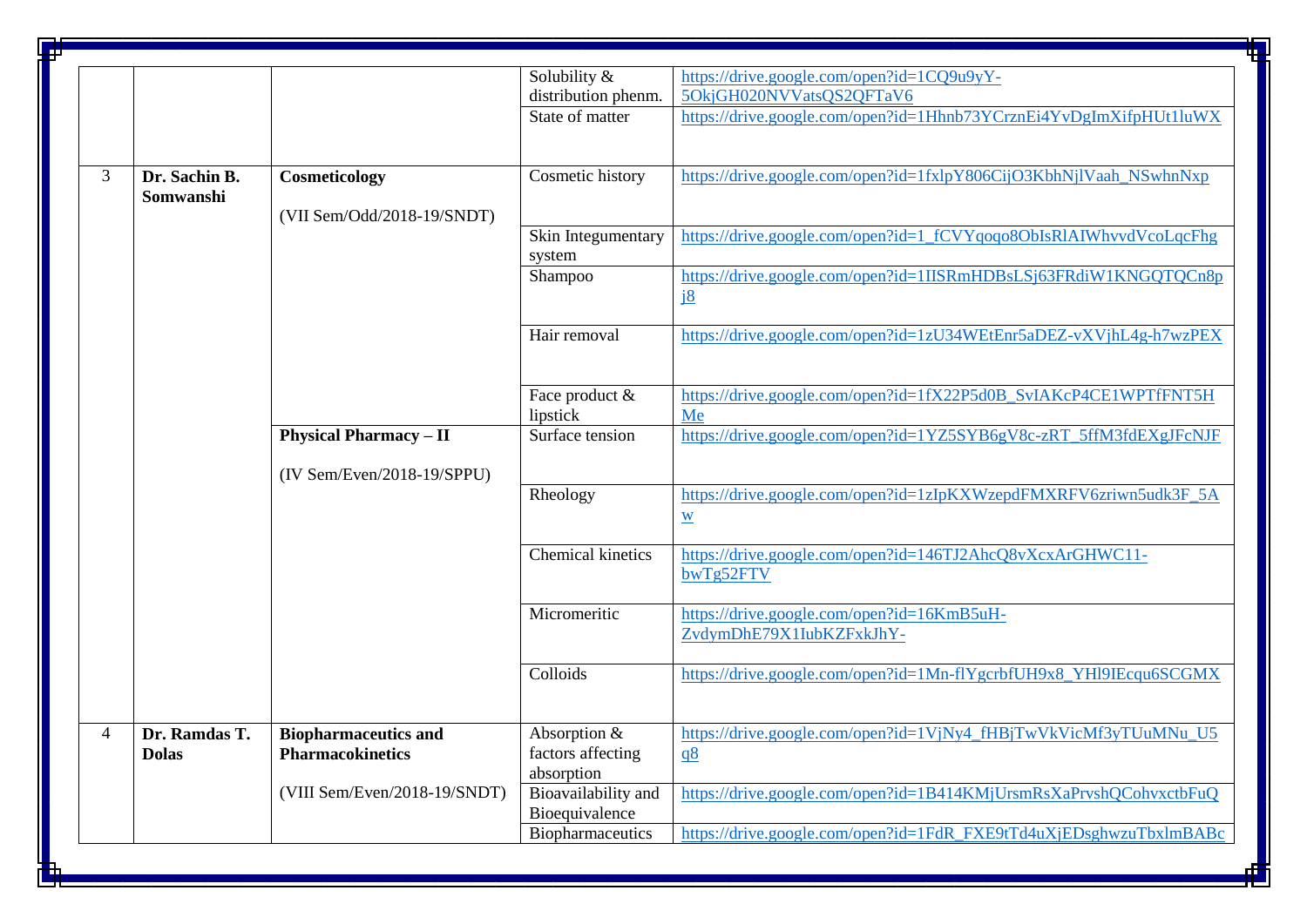| | | | | |
|---|---|---|---|---|
| | | | Solubility & distribution phenm. | https://drive.google.com/open?id=1CQ9u9yY-5OkjGH020NVVatsQS2QFTaV6 |
| | | | State of matter | https://drive.google.com/open?id=1Hhnb73YCrznEi4YvDgImXifpHUt1luWX |
| 3 | **Dr. Sachin B. Somwanshi** | **Cosmeticology** (VII Sem/Odd/2018-19/SNDT) | Cosmetic history | https://drive.google.com/open?id=1fxlpY806CijO3KbhNjlVaah_NSwhnNxp |
| | | | Skin Integumentary system | https://drive.google.com/open?id=1_fCVYqoqo8ObIsRlAIWhvvdVcoLqcFhg |
| | | | Shampoo | https://drive.google.com/open?id=1IISRmHDBsLSj63FRdiW1KNGQTQCn8pj8 |
| | | | Hair removal | https://drive.google.com/open?id=1zU34WEtEnr5aDEZ-vXVjhL4g-h7wzPEX |
| | | | Face product & lipstick | https://drive.google.com/open?id=1fX22P5d0B_SvIAKcP4CE1WPTfFNT5HMe |
| | | **Physical Pharmacy – II** (IV Sem/Even/2018-19/SPPU) | Surface tension | https://drive.google.com/open?id=1YZ5SYB6gV8c-zRT_5ffM3fdEXgJFcNJF |
| | | | Rheology | https://drive.google.com/open?id=1zIpKXWzepdFMXRFV6zriwn5udk3F_5Aw |
| | | | Chemical kinetics | https://drive.google.com/open?id=146TJ2AhcQ8vXcxArGHWC11-bwTg52FTV |
| | | | Micromeritic | https://drive.google.com/open?id=16KmB5uH-ZvdymDhE79X1IubKZFxkJhY- |
| | | | Colloids | https://drive.google.com/open?id=1Mn-flYgcrbfUH9x8_YHl9IEcqu6SCGMX |
| 4 | **Dr. Ramdas T. Dolas** | **Biopharmaceutics and Pharmacokinetics** (VIII Sem/Even/2018-19/SNDT) | Absorption & factors affecting absorption | https://drive.google.com/open?id=1VjNy4_fHBjTwVkVicMf3yTUuMNu_U5q8 |
| | | | Bioavailability and Bioequivalence | https://drive.google.com/open?id=1B414KMjUrsmRsXaPrvshQCohvxctbFuQ |
| | | | Biopharmaceutics | https://drive.google.com/open?id=1FdR_FXE9tTd4uXjEDsghwzuTbxlmBABc |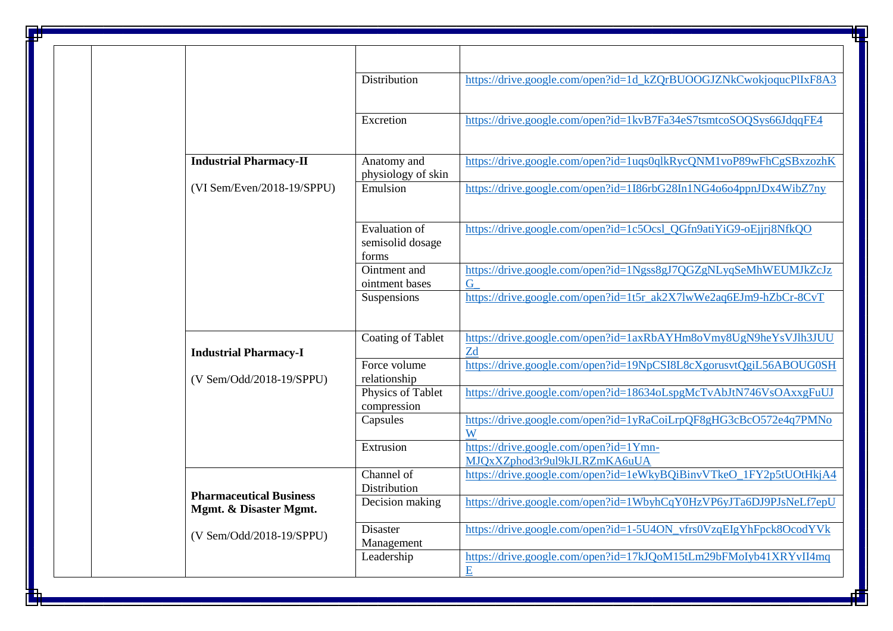|  |  |  |  |  |
|---|---|---|---|---|
|  |  |  |  |  |
|  |  |  | Distribution | https://drive.google.com/open?id=1d_kZQrBUOOGJZNkCwokjoqucPlIxF8A3 |
|  |  |  | Excretion | https://drive.google.com/open?id=1kvB7Fa34eS7tsmtcoSOQSys66JdqqFE4 |
|  |  | **Industrial Pharmacy-II** (VI Sem/Even/2018-19/SPPU) | Anatomy and physiology of skin | https://drive.google.com/open?id=1uqs0qlkRycQNM1voP89wFhCgSBxzozhK |
|  |  |  | Emulsion | https://drive.google.com/open?id=1I86rbG28In1NG4o6o4ppnJDx4WibZ7ny |
|  |  |  | Evaluation of semisolid dosage forms | https://drive.google.com/open?id=1c5Ocsl_QGfn9atiYiG9-oEjjrj8NfkQO |
|  |  |  | Ointment and ointment bases | https://drive.google.com/open?id=1Ngss8gJ7QGZgNLyqSeMhWEUMJkZcJzG_ |
|  |  |  | Suspensions | https://drive.google.com/open?id=1t5r_ak2X7lwWe2aq6EJm9-hZbCr-8CvT |
|  |  | **Industrial Pharmacy-I** (V Sem/Odd/2018-19/SPPU) | Coating of Tablet | https://drive.google.com/open?id=1axRbAYHm8oVmy8UgN9heYsVJlh3JUUZd |
|  |  |  | Force volume relationship | https://drive.google.com/open?id=19NpCSI8L8cXgorusvtQgiL56ABOUG0SH |
|  |  |  | Physics of Tablet compression | https://drive.google.com/open?id=18634oLspgMcTvAbJtN746VsOAxxgFuUJ |
|  |  |  | Capsules | https://drive.google.com/open?id=1yRaCoiLrpQF8gHG3cBcO572e4q7PMNoW |
|  |  |  | Extrusion | https://drive.google.com/open?id=1Ymn-MJQxXZphod3r9ul9kJLRZmKA6uUA |
|  |  | **Pharmaceutical Business Mgmt. & Disaster Mgmt.** (V Sem/Odd/2018-19/SPPU) | Channel of Distribution | https://drive.google.com/open?id=1eWkyBQiBinvVTkeO_1FY2p5tUOtHkjA4 |
|  |  |  | Decision making | https://drive.google.com/open?id=1WbyhCqY0HzVP6yJTa6DJ9PJsNeLf7epU |
|  |  |  | Disaster Management | https://drive.google.com/open?id=1-5U4ON_vfrs0VzqEIgYhFpck8OcodYVk |
|  |  |  | Leadership | https://drive.google.com/open?id=17kJQoM15tLm29bFMoIyb41XRYvII4mqE |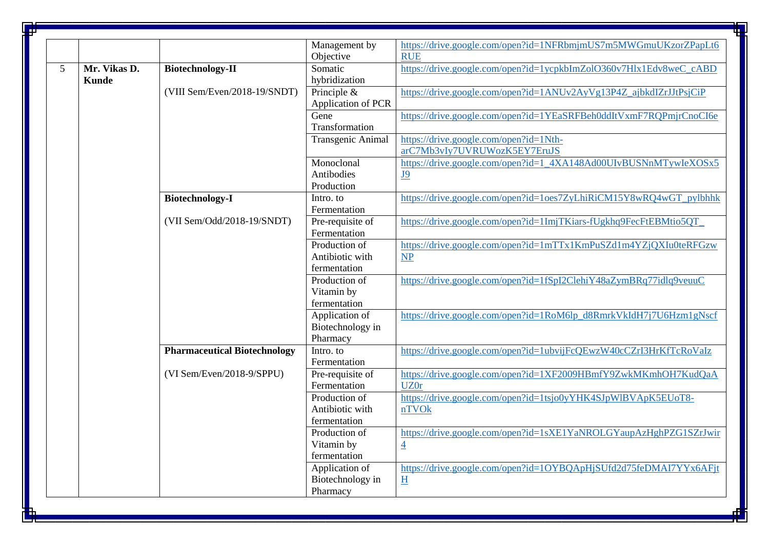|  |  |  | Management by Objective | https://drive.google.com/open?id=1NFRbmjmUS7m5MWGmuUKzorZPapLt6RUE |
|---|---|---|---|---|
| 5 | **Mr. Vikas D. Kunde** | **Biotechnology-II** (VIII Sem/Even/2018-19/SNDT) | Somatic hybridization | https://drive.google.com/open?id=1ycpkbImZolO360v7Hlx1Edv8weC_cABD |
|  |  |  | Principle & Application of PCR | https://drive.google.com/open?id=1ANUv2AyVg13P4Z_ajbkdIZrJJtPsjCiP |
|  |  |  | Gene Transformation | https://drive.google.com/open?id=1YEaSRFBeh0ddItVxmF7RQPmjrCnoCI6e |
|  |  |  | Transgenic Animal | https://drive.google.com/open?id=1Nth-arC7Mb3vIy7UVRUWozK5EY7EruJS |
|  |  |  | Monoclonal Antibodies Production | https://drive.google.com/open?id=1_4XA148Ad00UIvBUSNnMTywIeXOSx5J9 |
|  |  | **Biotechnology-I** (VII Sem/Odd/2018-19/SNDT) | Intro. to Fermentation | https://drive.google.com/open?id=1oes7ZyLhiRiCM15Y8wRQ4wGT_pylbhhk |
|  |  |  | Pre-requisite of Fermentation | https://drive.google.com/open?id=1ImjTKiars-fUgkhq9FecFtEBMtio5QT_ |
|  |  |  | Production of Antibiotic with fermentation | https://drive.google.com/open?id=1mTTx1KmPuSZd1m4YZjQXIu0teRFGzwNP |
|  |  |  | Production of Vitamin by fermentation | https://drive.google.com/open?id=1fSpI2ClehiY48aZymBRq77idlq9veuuC |
|  |  |  | Application of Biotechnology in Pharmacy | https://drive.google.com/open?id=1RoM6lp_d8RmrkVkIdH7j7U6Hzm1gNscf |
|  |  | **Pharmaceutical Biotechnology** (VI Sem/Even/2018-9/SPPU) | Intro. to Fermentation | https://drive.google.com/open?id=1ubvijFcQEwzW40cCZrI3HrKfTcRoVaIz |
|  |  |  | Pre-requisite of Fermentation | https://drive.google.com/open?id=1XF2009HBmfY9ZwkMKmhOH7KudQaAUZ0r |
|  |  |  | Production of Antibiotic with fermentation | https://drive.google.com/open?id=1tsjo0yYHK4SJpWlBVApK5EUoT8-nTVOk |
|  |  |  | Production of Vitamin by fermentation | https://drive.google.com/open?id=1sXE1YaNROLGYaupAzHghPZG1SZrJwir4 |
|  |  |  | Application of Biotechnology in Pharmacy | https://drive.google.com/open?id=1OYBQApHjSUfd2d75feDMAI7YYx6AFjtH |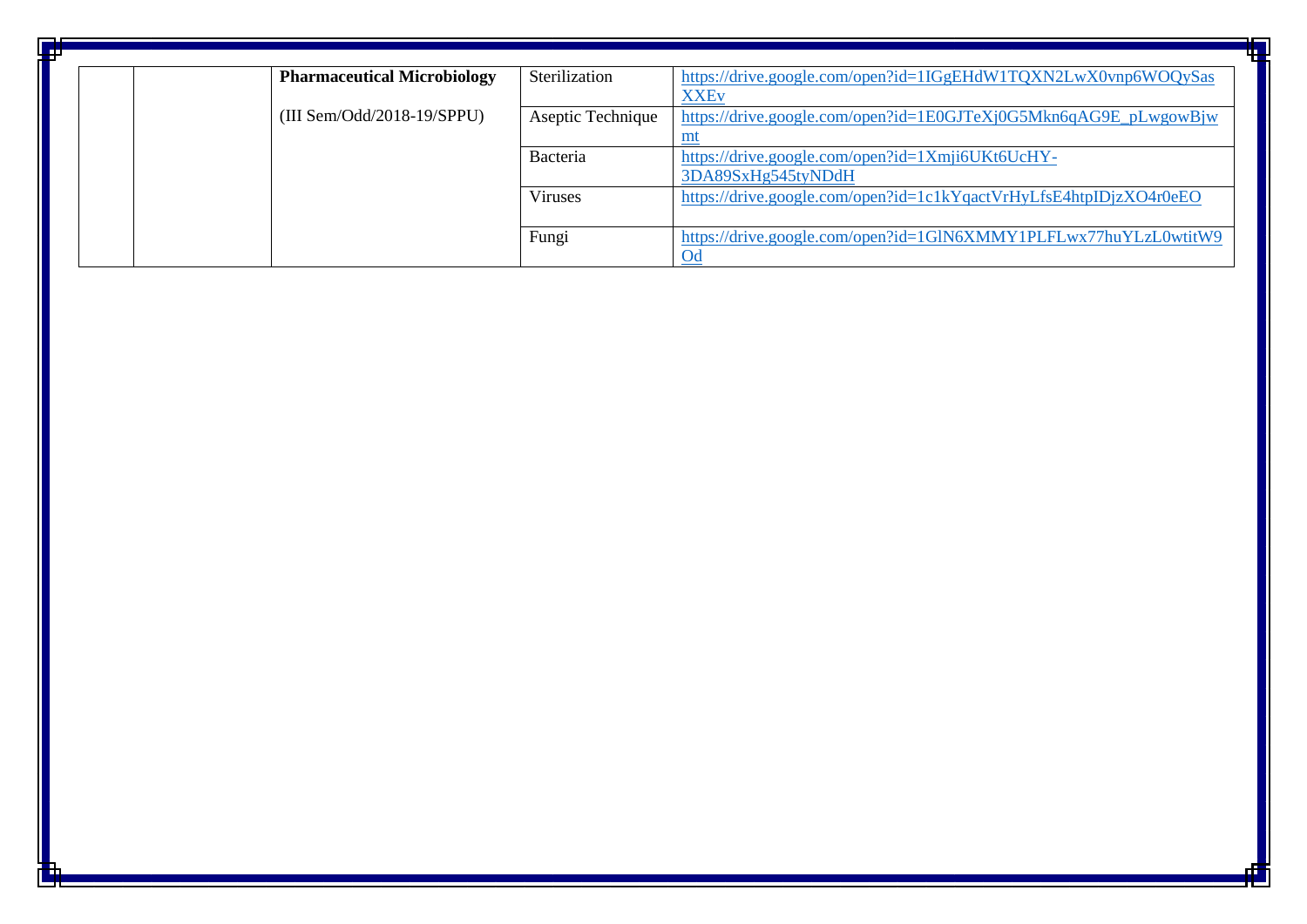|  |  | **Pharmaceutical Microbiology** | Sterilization | https://drive.google.com/open?id=1IGgEHdW1TQXN2LwX0vnp6WOQySasXXEv |
|---|---|---|---|---|
|  |  | (III Sem/Odd/2018-19/SPPU) | Aseptic Technique | https://drive.google.com/open?id=1E0GJTeXj0G5Mkn6qAG9E_pLwgowBjwmt |
|  |  |  | Bacteria | https://drive.google.com/open?id=1Xmji6UKt6UcHY-3DA89SxHg545tyNDdH |
|  |  |  | Viruses | https://drive.google.com/open?id=1c1kYqactVrHyLfsE4htpIDjzXO4r0eEO |
|  |  |  | Fungi | https://drive.google.com/open?id=1GlN6XMMY1PLFLwx77huYLzL0wtitW9Od |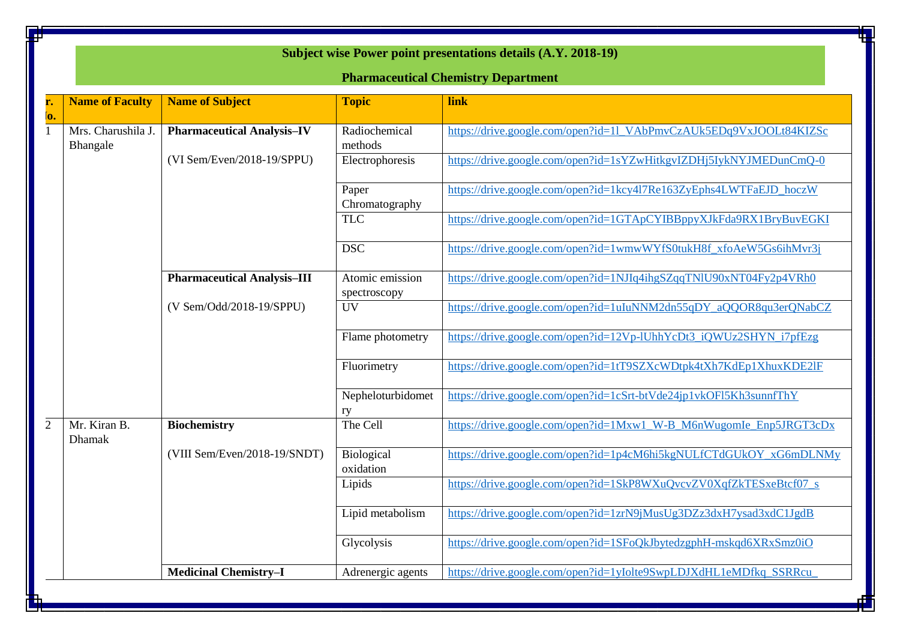**Subject wise Power point presentations details (A.Y. 2018-19)**

**Pharmaceutical Chemistry Department**

| r. o. | Name of Faculty | Name of Subject | Topic | link |
|---|---|---|---|---|
| 1 | Mrs. Charushila J. Bhangale | **Pharmaceutical Analysis–IV** (VI Sem/Even/2018-19/SPPU) | Radiochemical methods | https://drive.google.com/open?id=1l_VAbPmvCzAUk5EDq9VxJOOLt84KIZSc |
| | | | Electrophoresis | https://drive.google.com/open?id=1sYZwHitkgvIZDHj5IykNYJMEDunCmQ-0 |
| | | | Paper Chromatography | https://drive.google.com/open?id=1kcy4l7Re163ZyEphs4LWTFaEJD_hoczW |
| | | | TLC | https://drive.google.com/open?id=1GTApCYIBBppyXJkFda9RX1BryBuvEGKI |
| | | | DSC | https://drive.google.com/open?id=1wmwWYfS0tukH8f_xfoAeW5Gs6ihMvr3j |
| | | **Pharmaceutical Analysis–III** (V Sem/Odd/2018-19/SPPU) | Atomic emission spectroscopy | https://drive.google.com/open?id=1NJIq4ihgSZqqTNlU90xNT04Fy2p4VRh0 |
| | | | UV | https://drive.google.com/open?id=1uIuNNM2dn55qDY_aQQOR8qu3erQNabCZ |
| | | | Flame photometry | https://drive.google.com/open?id=12Vp-lUhhYcDt3_iQWUz2SHYN_i7pfEzg |
| | | | Fluorimetry | https://drive.google.com/open?id=1tT9SZXcWDtpk4tXh7KdEp1XhuxKDE2lF |
| | | | Nepheloturbidometry | https://drive.google.com/open?id=1cSrt-btVde24jp1vkOFl5Kh3sunnfThY |
| 2 | Mr. Kiran B. Dhamak | **Biochemistry** (VIII Sem/Even/2018-19/SNDT) | The Cell | https://drive.google.com/open?id=1Mxw1_W-B_M6nWugomIe_Enp5JRGT3cDx |
| | | | Biological oxidation | https://drive.google.com/open?id=1p4cM6hi5kgNULfCTdGUkOY_xG6mDLNMy |
| | | | Lipids | https://drive.google.com/open?id=1SkP8WXuQvcvZV0XqfZkTESxeBtcf07_s |
| | | | Lipid metabolism | https://drive.google.com/open?id=1zrN9jMusUg3DZz3dxH7ysad3xdC1JgdB |
| | | | Glycolysis | https://drive.google.com/open?id=1SFoQkJbytedzgphH-mskqd6XRxSmz0iO |
| | | **Medicinal Chemistry–I** | Adrenergic agents | https://drive.google.com/open?id=1yIolte9SwpLDJXdHL1eMDfkq_SSRRcu_ |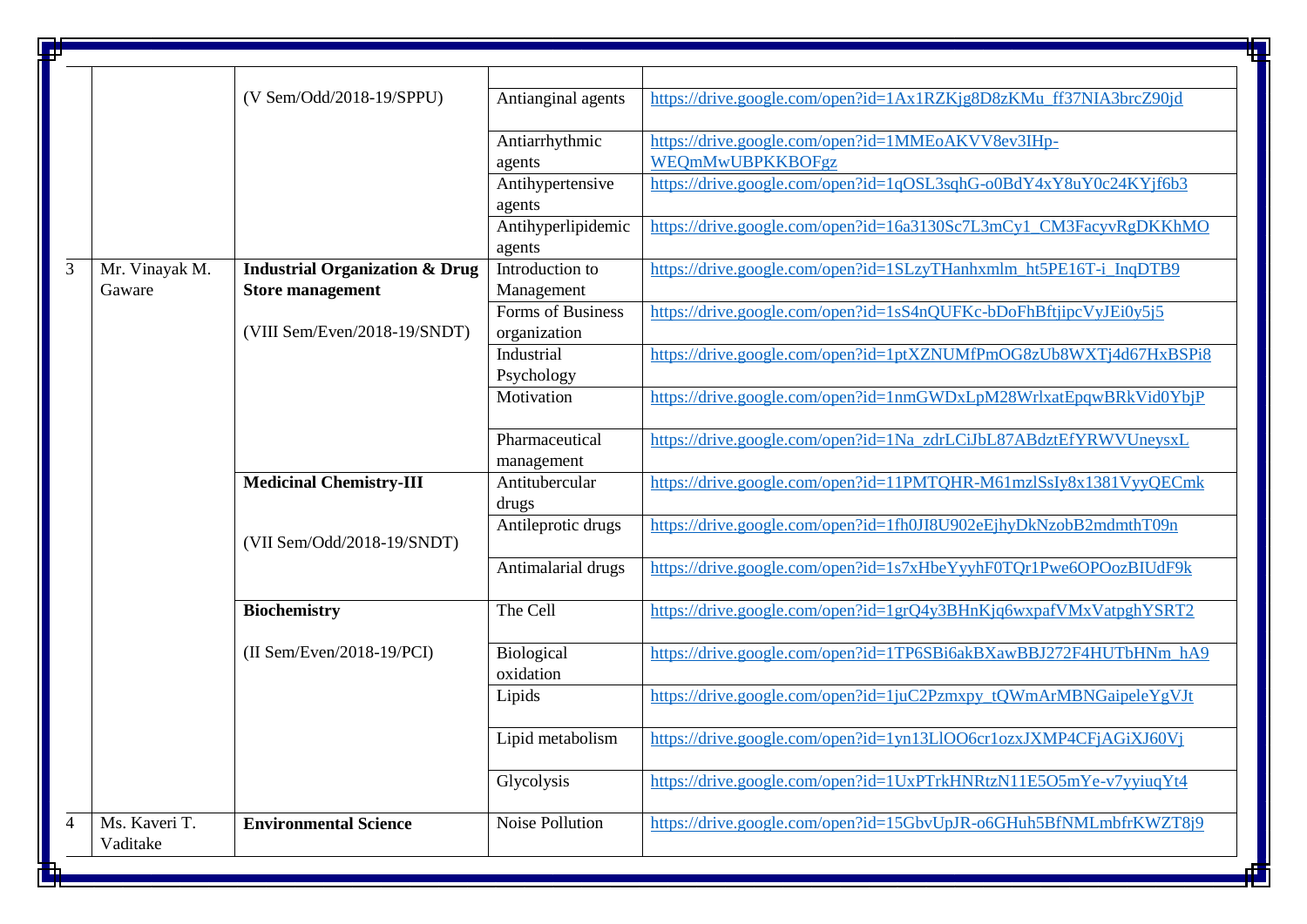| | | | | |
|---|---|---|---|---|
| | | (V Sem/Odd/2018-19/SPPU) | Antianginal agents | https://drive.google.com/open?id=1Ax1RZKjg8D8zKMu_ff37NIA3brcZ90jd |
| | | | Antiarrhythmic agents | https://drive.google.com/open?id=1MMEoAKVV8ev3IHp-WEQmMwUBPKKBOFgz |
| | | | Antihypertensive agents | https://drive.google.com/open?id=1qOSL3sqhG-o0BdY4xY8uY0c24KYjf6b3 |
| | | | Antihyperlipidemic agents | https://drive.google.com/open?id=16a3130Sc7L3mCy1_CM3FacyvRgDKKhMO |
| 3 | Mr. Vinayak M. Gaware | **Industrial Organization & Drug Store management** (VIII Sem/Even/2018-19/SNDT) | Introduction to Management | https://drive.google.com/open?id=1SLzyTHanhxmlm_ht5PE16T-i_InqDTB9 |
| | | | Forms of Business organization | https://drive.google.com/open?id=1sS4nQUFKc-bDoFhBftjipcVyJEi0y5j5 |
| | | | Industrial Psychology | https://drive.google.com/open?id=1ptXZNUMfPmOG8zUb8WXTj4d67HxBSPi8 |
| | | | Motivation | https://drive.google.com/open?id=1nmGWDxLpM28WrlxatEpqwBRkVid0YbjP |
| | | | Pharmaceutical management | https://drive.google.com/open?id=1Na_zdrLCiJbL87ABdztEfYRWVUneysxL |
| | | **Medicinal Chemistry-III** (VII Sem/Odd/2018-19/SNDT) | Antitubercular drugs | https://drive.google.com/open?id=11PMTQHR-M61mzlSsIy8x1381VyyQECmk |
| | | | Antileprotic drugs | https://drive.google.com/open?id=1fh0JI8U902eEjhyDkNzobB2mdmthT09n |
| | | | Antimalarial drugs | https://drive.google.com/open?id=1s7xHbeYyyhF0TQr1Pwe6OPOozBIUdF9k |
| | | **Biochemistry** (II Sem/Even/2018-19/PCI) | The Cell | https://drive.google.com/open?id=1grQ4y3BHnKjq6wxpafVMxVatpghYSRT2 |
| | | | Biological oxidation | https://drive.google.com/open?id=1TP6SBi6akBXawBBJ272F4HUTbHNm_hA9 |
| | | | Lipids | https://drive.google.com/open?id=1juC2Pzmxpy_tQWmArMBNGaipeleYgVJt |
| | | | Lipid metabolism | https://drive.google.com/open?id=1yn13LlOO6cr1ozxJXMP4CFjAGiXJ60Vj |
| | | | Glycolysis | https://drive.google.com/open?id=1UxPTrkHNRtzN11E5O5mYe-v7yyiuqYt4 |
| 4 | Ms. Kaveri T. Vaditake | **Environmental Science** | Noise Pollution | https://drive.google.com/open?id=15GbvUpJR-o6GHuh5BfNMLmbfrKWZT8j9 |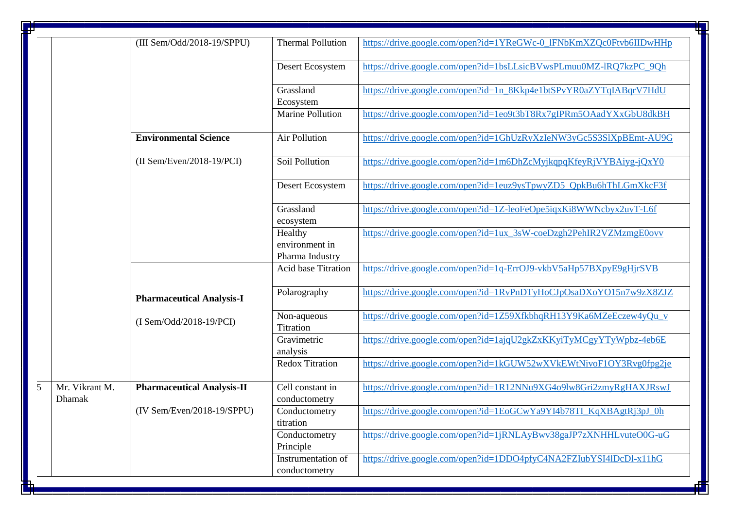| | | | | |
|---|---|---|---|---|
| | | (III Sem/Odd/2018-19/SPPU) | Thermal Pollution | https://drive.google.com/open?id=1YReGWc-0_lFNbKmXZQc0Ftvb6IIDwHHp |
| | | | Desert Ecosystem | https://drive.google.com/open?id=1bsLLsicBVwsPLmuu0MZ-lRQ7kzPC_9Qh |
| | | | Grassland Ecosystem | https://drive.google.com/open?id=1n_8Kkp4e1btSPvYR0aZYTqIABqrV7HdU |
| | | | Marine Pollution | https://drive.google.com/open?id=1eo9t3bT8Rx7gIPRm5OAadYXxGbU8dkBH |
| | | **Environmental Science** (II Sem/Even/2018-19/PCI) | Air Pollution | https://drive.google.com/open?id=1GhUzRyXzIeNW3yGc5S3SlXpBEmt-AU9G |
| | | | Soil Pollution | https://drive.google.com/open?id=1m6DhZcMyjkqpqKfeyRjVYBAiyg-jQxY0 |
| | | | Desert Ecosystem | https://drive.google.com/open?id=1euz9ysTpwyZD5_QpkBu6hThLGmXkcF3f |
| | | | Grassland ecosystem | https://drive.google.com/open?id=1Z-leoFeOpe5iqxKi8WWNcbyx2uvT-L6f |
| | | | Healthy environment in Pharma Industry | https://drive.google.com/open?id=1ux_3sW-coeDzgh2PehIR2VZMzmgE0ovv |
| | | **Pharmaceutical Analysis-I** (I Sem/Odd/2018-19/PCI) | Acid base Titration | https://drive.google.com/open?id=1q-ErrOJ9-vkbV5aHp57BXpyE9gHjrSVB |
| | | | Polarography | https://drive.google.com/open?id=1RvPnDTyHoCJpOsaDXoYO15n7w9zX8ZJZ |
| | | | Non-aqueous Titration | https://drive.google.com/open?id=1Z59XfkbhqRH13Y9Ka6MZeEczew4yQu_v |
| | | | Gravimetric analysis | https://drive.google.com/open?id=1ajqU2gkZxKKyiTyMCgyYTyWpbz-4eb6E |
| | | | Redox Titration | https://drive.google.com/open?id=1kGUW52wXVkEWtNivoF1OY3Rvg0fpg2je |
| 5 | Mr. Vikrant M. Dhamak | **Pharmaceutical Analysis-II** (IV Sem/Even/2018-19/SPPU) | Cell constant in conductometry | https://drive.google.com/open?id=1R12NNu9XG4o9lw8Gri2zmyRgHAXJRswJ |
| | | | Conductometry titration | https://drive.google.com/open?id=1EoGCwYa9YI4b78TI_KqXBAgtRj3pJ_0h |
| | | | Conductometry Principle | https://drive.google.com/open?id=1jRNLAyBwv38gaJP7zXNHHLvuteO0G-uG |
| | | | Instrumentation of conductometry | https://drive.google.com/open?id=1DDO4pfyC4NA2FZIubYSI4lDcDl-x11hG |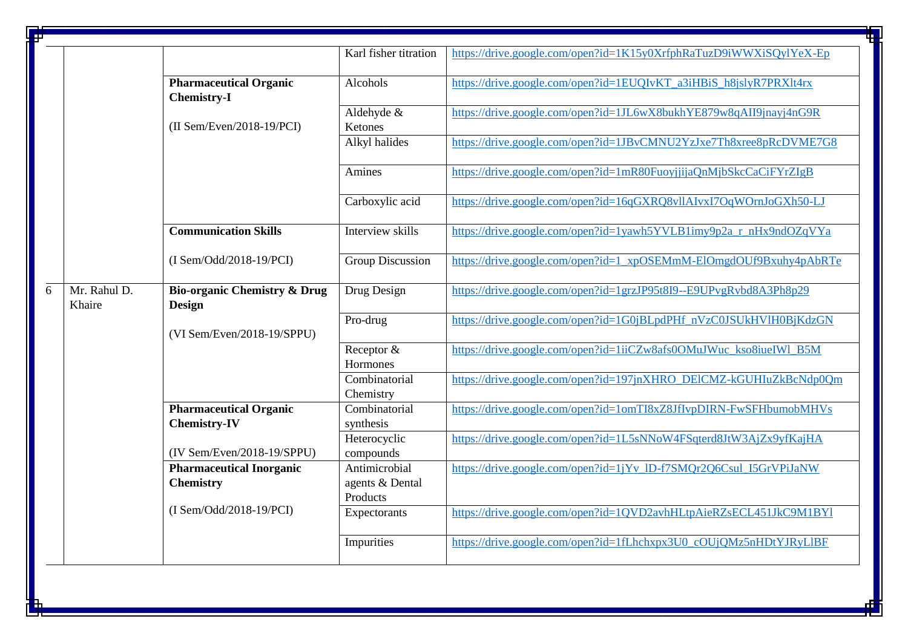| | | | | |
|---|---|---|---|---|
| | | | Karl fisher titration | https://drive.google.com/open?id=1K15y0XrfphRaTuzD9iWWXiSQylYeX-Ep |
| | | **Pharmaceutical Organic Chemistry-I**<br><br>(II Sem/Even/2018-19/PCI) | Alcohols | https://drive.google.com/open?id=1EUQIvKT_a3iHBiS_h8jslyR7PRXlt4rx |
| | | | Aldehyde & Ketones | https://drive.google.com/open?id=1JL6wX8bukhYE879w8qAII9jnayj4nG9R |
| | | | Alkyl halides | https://drive.google.com/open?id=1JBvCMNU2YzJxe7Th8xree8pRcDVME7G8 |
| | | | Amines | https://drive.google.com/open?id=1mR80FuoyjjijaQnMjbSkcCaCiFYrZIgB |
| | | | Carboxylic acid | https://drive.google.com/open?id=16qGXRQ8vllAIvxI7OqWOrnJoGXh50-LJ |
| | | **Communication Skills**<br><br>(I Sem/Odd/2018-19/PCI) | Interview skills | https://drive.google.com/open?id=1yawh5YVLB1imy9p2a_r_nHx9ndOZqVYa |
| | | | Group Discussion | https://drive.google.com/open?id=1_xpOSEMmM-ElOmgdOUf9Bxuhy4pAbRTe |
| 6 | Mr. Rahul D. Khaire | **Bio-organic Chemistry & Drug Design**<br><br>(VI Sem/Even/2018-19/SPPU) | Drug Design | https://drive.google.com/open?id=1grzJP95t8I9--E9UPvgRvbd8A3Ph8p29 |
| | | | Pro-drug | https://drive.google.com/open?id=1G0jBLpdPHf_nVzC0JSUkHVlH0BjKdzGN |
| | | | Receptor & Hormones | https://drive.google.com/open?id=1iiCZw8afs0OMuJWuc_kso8iueIWl_B5M |
| | | | Combinatorial Chemistry | https://drive.google.com/open?id=197jnXHRO_DElCMZ-kGUHIuZkBcNdp0Qm |
| | | **Pharmaceutical Organic Chemistry-IV**<br><br>(IV Sem/Even/2018-19/SPPU) | Combinatorial synthesis | https://drive.google.com/open?id=1omTI8xZ8JfIvpDIRN-FwSFHbumobMHVs |
| | | | Heterocyclic compounds | https://drive.google.com/open?id=1L5sNNoW4FSqterd8JtW3AjZx9yfKajHA |
| | | **Pharmaceutical Inorganic Chemistry**<br><br>(I Sem/Odd/2018-19/PCI) | Antimicrobial agents & Dental Products | https://drive.google.com/open?id=1jYv_lD-f7SMQr2Q6Csul_I5GrVPiJaNW |
| | | | Expectorants | https://drive.google.com/open?id=1QVD2avhHLtpAieRZsECL451JkC9M1BYl |
| | | | Impurities | https://drive.google.com/open?id=1fLhchxpx3U0_cOUjQMz5nHDtYJRyLlBF |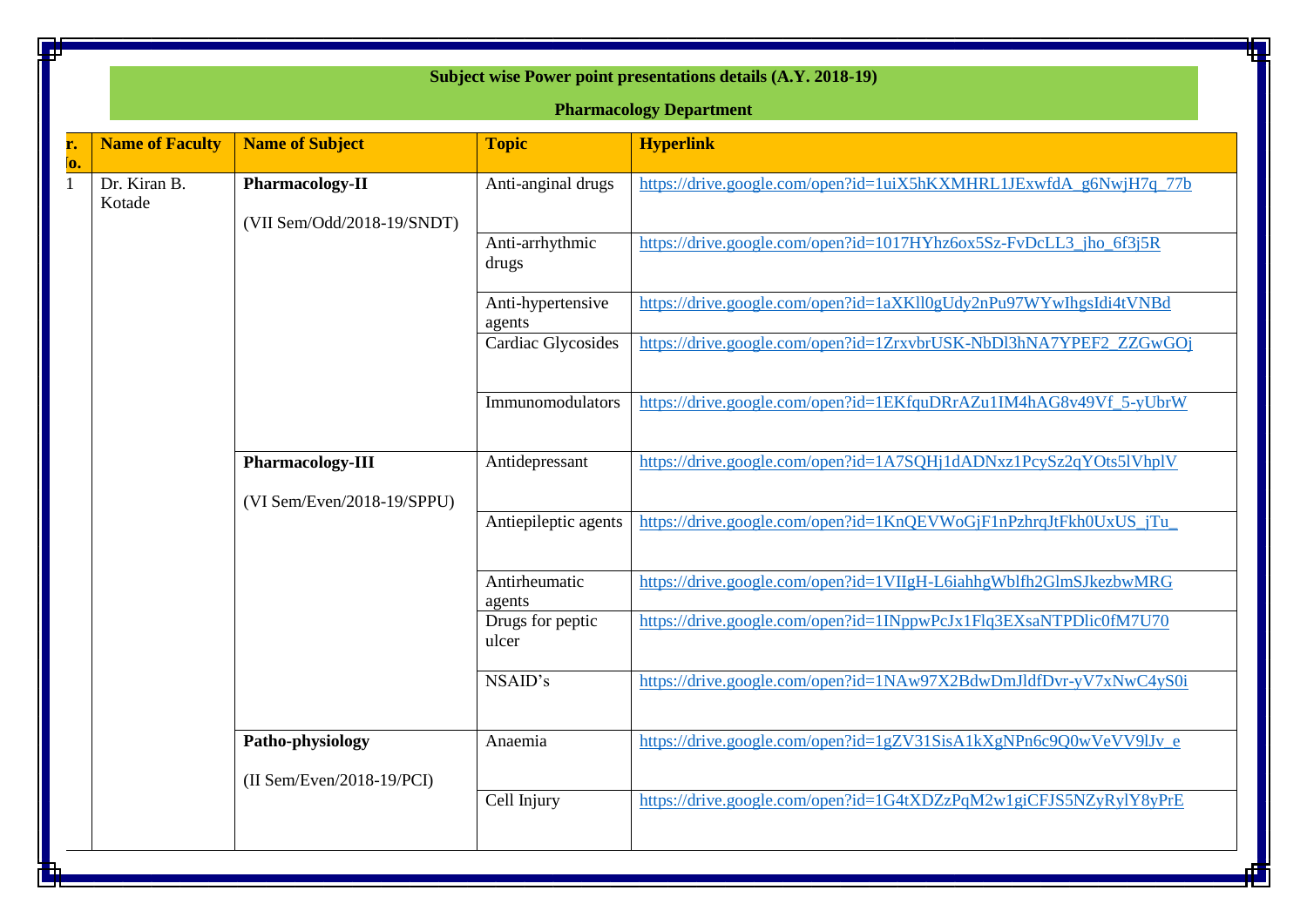**Subject wise Power point presentations details (A.Y. 2018-19)**

**Pharmacology Department**

| Sr. No. | Name of Faculty | Name of Subject | Topic | Hyperlink |
|---|---|---|---|---|
| 1 | Dr. Kiran B. Kotade | **Pharmacology-II** (VII Sem/Odd/2018-19/SNDT) | Anti-anginal drugs | https://drive.google.com/open?id=1uiX5hKXMHRL1JExwfdA_g6NwjH7q_77b |
| | | | Anti-arrhythmic drugs | https://drive.google.com/open?id=1017HYhz6ox5Sz-FvDcLL3_jho_6f3j5R |
| | | | Anti-hypertensive agents | https://drive.google.com/open?id=1aXKll0gUdy2nPu97WYwIhgsIdi4tVNBd |
| | | | Cardiac Glycosides | https://drive.google.com/open?id=1ZrxvbrUSK-NbDl3hNA7YPEF2_ZZGwGOj |
| | | | Immunomodulators | https://drive.google.com/open?id=1EKfquDRrAZu1IM4hAG8v49Vf_5-yUbrW |
| | | **Pharmacology-III** (VI Sem/Even/2018-19/SPPU) | Antidepressant | https://drive.google.com/open?id=1A7SQHj1dADNxz1PcySz2qYOts5lVhplV |
| | | | Antiepileptic agents | https://drive.google.com/open?id=1KnQEVWoGjF1nPzhrqJtFkh0UxUS_jTu_ |
| | | | Antirheumatic agents | https://drive.google.com/open?id=1VIIgH-L6iahhgWblfh2GlmSJkezbwMRG |
| | | | Drugs for peptic ulcer | https://drive.google.com/open?id=1INppwPcJx1Flq3EXsaNTPDlic0fM7U70 |
| | | | NSAID's | https://drive.google.com/open?id=1NAw97X2BdwDmJldfDvr-yV7xNwC4yS0i |
| | | **Patho-physiology** (II Sem/Even/2018-19/PCI) | Anaemia | https://drive.google.com/open?id=1gZV31SisA1kXgNPn6c9Q0wVeVV9lJv_e |
| | | | Cell Injury | https://drive.google.com/open?id=1G4tXDZzPqM2w1giCFJS5NZyRylY8yPrE |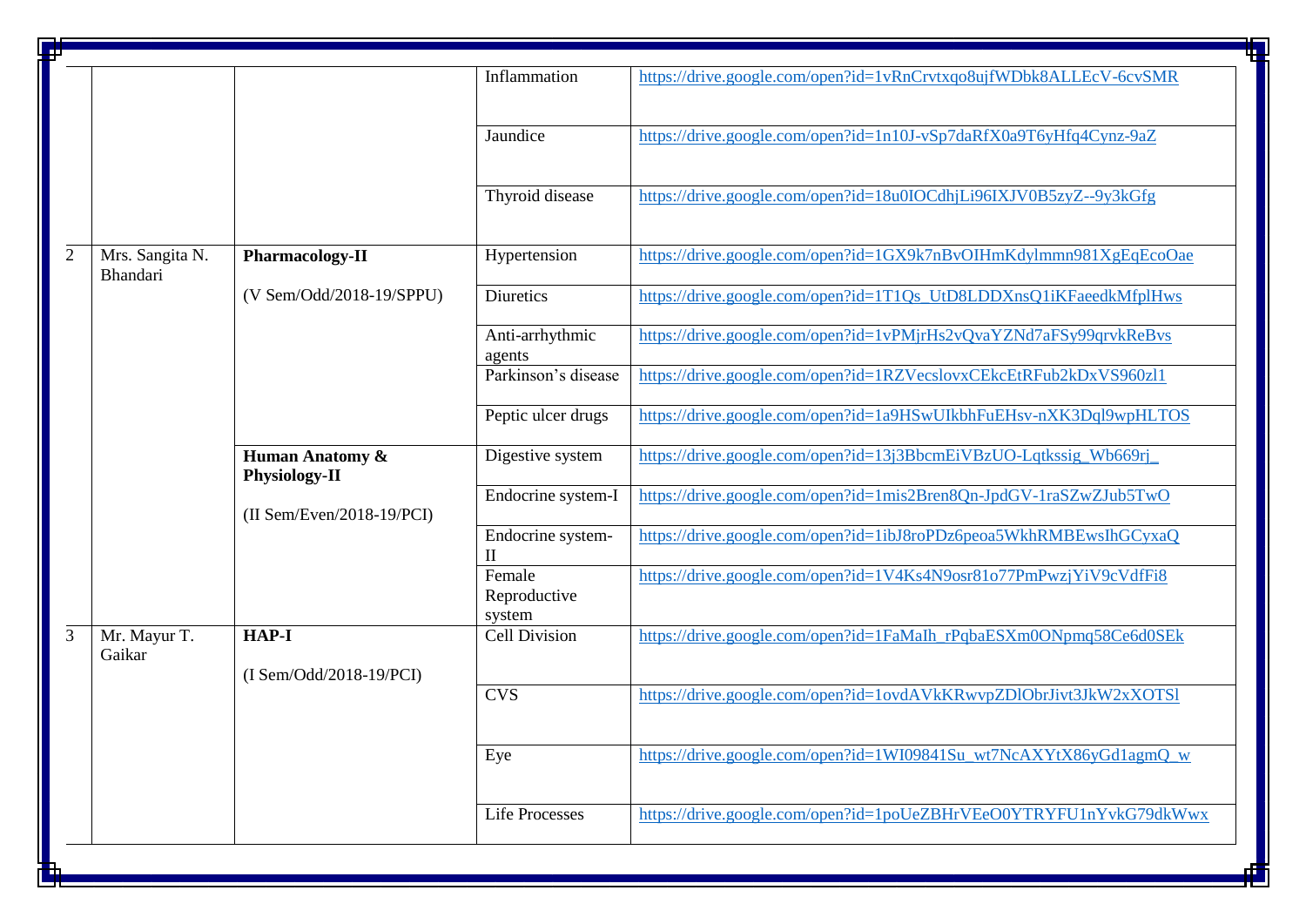| | | | | |
|---|---|---|---|---|
| | | | Inflammation | https://drive.google.com/open?id=1vRnCrvtxqo8ujfWDbk8ALLEcV-6cvSMR |
| | | | Jaundice | https://drive.google.com/open?id=1n10J-vSp7daRfX0a9T6yHfq4Cynz-9aZ |
| | | | Thyroid disease | https://drive.google.com/open?id=18u0IOCdhjLi96IXJV0B5zyZ--9y3kGfg |
| 2 | Mrs. Sangita N. Bhandari | **Pharmacology-II** (V Sem/Odd/2018-19/SPPU) | Hypertension | https://drive.google.com/open?id=1GX9k7nBvOIHmKdylmmn981XgEqEcoOae |
| | | | Diuretics | https://drive.google.com/open?id=1T1Qs_UtD8LDDXnsQ1iKFaeedkMfplHws |
| | | | Anti-arrhythmic agents | https://drive.google.com/open?id=1vPMjrHs2vQvaYZNd7aFSy99qrvkReBvs |
| | | | Parkinson's disease | https://drive.google.com/open?id=1RZVecslovxCEkcEtRFub2kDxVS960zl1 |
| | | | Peptic ulcer drugs | https://drive.google.com/open?id=1a9HSwUIkbhFuEHsv-nXK3Dql9wpHLTOS |
| | | **Human Anatomy & Physiology-II** (II Sem/Even/2018-19/PCI) | Digestive system | https://drive.google.com/open?id=13j3BbcmEiVBzUO-Lqtkssig_Wb669rj_ |
| | | | Endocrine system-I | https://drive.google.com/open?id=1mis2Bren8Qn-JpdGV-1raSZwZJub5TwO |
| | | | Endocrine system-II | https://drive.google.com/open?id=1ibJ8roPDz6peoa5WkhRMBEwsIhGCyxaQ |
| | | | Female Reproductive system | https://drive.google.com/open?id=1V4Ks4N9osr81o77PmPwzjYiV9cVdfFi8 |
| 3 | Mr. Mayur T. Gaikar | **HAP-I** (I Sem/Odd/2018-19/PCI) | Cell Division | https://drive.google.com/open?id=1FaMaIh_rPqbaESXm0ONpmq58Ce6d0SEk |
| | | | CVS | https://drive.google.com/open?id=1ovdAVkKRwvpZDlObrJivt3JkW2xXOTSl |
| | | | Eye | https://drive.google.com/open?id=1WI09841Su_wt7NcAXYtX86yGd1agmQ_w |
| | | | Life Processes | https://drive.google.com/open?id=1poUeZBHrVEeO0YTRYFU1nYvkG79dkWwx |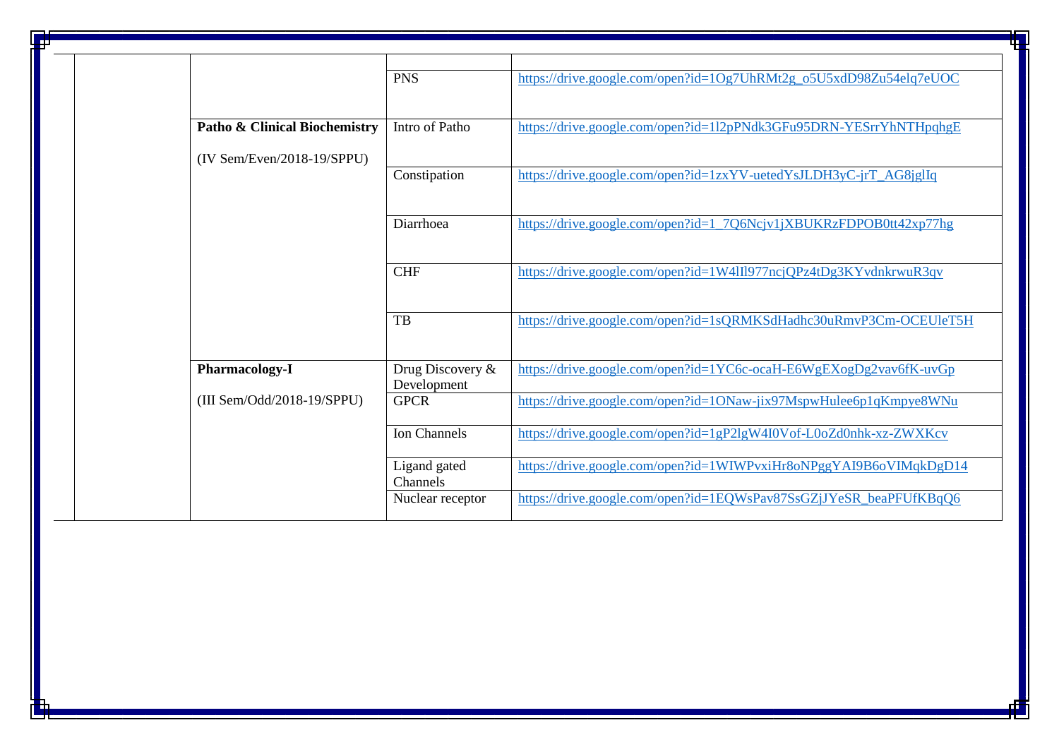| | | | |
|---|---|---|---|
| | | | |
| | | PNS | https://drive.google.com/open?id=1Og7UhRMt2g_o5U5xdD98Zu54elq7eUOC |
| | **Patho & Clinical Biochemistry** (IV Sem/Even/2018-19/SPPU) | Intro of Patho | https://drive.google.com/open?id=1l2pPNdk3GFu95DRN-YESrrYhNTHpqhgE |
| | | Constipation | https://drive.google.com/open?id=1zxYV-uetedYsJLDH3yC-jrT_AG8jglIq |
| | | Diarrhoea | https://drive.google.com/open?id=1_7Q6Ncjv1jXBUKRzFDPOB0tt42xp77hg |
| | | CHF | https://drive.google.com/open?id=1W4lIl977ncjQPz4tDg3KYvdnkrwuR3qv |
| | | TB | https://drive.google.com/open?id=1sQRMKSdHadhc30uRmvP3Cm-OCEUleT5H |
| | **Pharmacology-I** (III Sem/Odd/2018-19/SPPU) | Drug Discovery & Development | https://drive.google.com/open?id=1YC6c-ocaH-E6WgEXogDg2vav6fK-uvGp |
| | | GPCR | https://drive.google.com/open?id=1ONaw-jix97MspwHulee6p1qKmpye8WNu |
| | | Ion Channels | https://drive.google.com/open?id=1gP2lgW4I0Vof-L0oZd0nhk-xz-ZWXKcv |
| | | Ligand gated Channels | https://drive.google.com/open?id=1WIWPvxiHr8oNPggYAI9B6oVIMqkDgD14 |
| | | Nuclear receptor | https://drive.google.com/open?id=1EQWsPav87SsGZjJYeSR_beaPFUfKBqQ6 |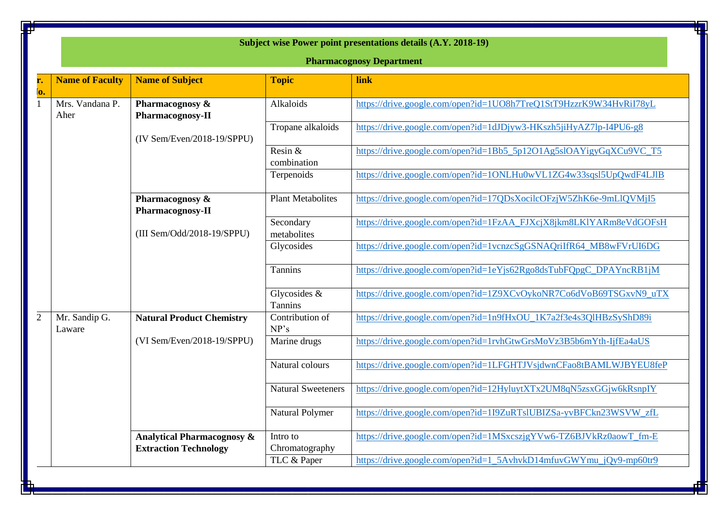**Subject wise Power point presentations details (A.Y. 2018-19)**

**Pharmacognosy Department**

| Sr. No. | Name of Faculty | Name of Subject | Topic | link |
|---|---|---|---|---|
| 1 | Mrs. Vandana P. Aher | **Pharmacognosy & Pharmacognosy-II** (IV Sem/Even/2018-19/SPPU) | Alkaloids | https://drive.google.com/open?id=1UO8h7TreQ1StT9HzzrK9W34HvRiI78yL |
| | | | Tropane alkaloids | https://drive.google.com/open?id=1dJDjyw3-HKszh5jiHyAZ7lp-I4PU6-g8 |
| | | | Resin & combination | https://drive.google.com/open?id=1Bb5_5p12O1Ag5slOAYigyGqXCu9VC_T5 |
| | | | Terpenoids | https://drive.google.com/open?id=1ONLHu0wVL1ZG4w33sqsl5UpQwdF4LJlB |
| | | **Pharmacognosy & Pharmacognosy-II** (III Sem/Odd/2018-19/SPPU) | Plant Metabolites | https://drive.google.com/open?id=17QDsXocilcOFzjW5ZhK6e-9mLlQVMjI5 |
| | | | Secondary metabolites | https://drive.google.com/open?id=1FzAA_FJXcjX8jkm8LKlYARm8eVdGOFsH |
| | | | Glycosides | https://drive.google.com/open?id=1vcnzcSgGSNAQriIfR64_MB8wFVrUI6DG |
| | | | Tannins | https://drive.google.com/open?id=1eYjs62Rgo8dsTubFQpgC_DPAYncRB1jM |
| | | | Glycosides & Tannins | https://drive.google.com/open?id=1Z9XCvOykoNR7Co6dVoB69TSGxvN9_uTX |
| 2 | Mr. Sandip G. Laware | **Natural Product Chemistry** (VI Sem/Even/2018-19/SPPU) | Contribution of NP's | https://drive.google.com/open?id=1n9fHxOU_1K7a2f3e4s3QlHBzSyShD89i |
| | | | Marine drugs | https://drive.google.com/open?id=1rvhGtwGrsMoVz3B5b6mYth-IjfEa4aUS |
| | | | Natural colours | https://drive.google.com/open?id=1LFGHTJVsjdwnCFao8tBAMLWJBYEU8feP |
| | | | Natural Sweeteners | https://drive.google.com/open?id=12HyluytXTx2UM8qN5zsxGGjw6kRsnpIY |
| | | | Natural Polymer | https://drive.google.com/open?id=1I9ZuRTslUBIZSa-yvBFCkn23WSVW_zfL |
| | | **Analytical Pharmacognosy & Extraction Technology** | Intro to Chromatography | https://drive.google.com/open?id=1MSxcszjgYVw6-TZ6BJVkRz0aowT_fm-E |
| | | | TLC & Paper | https://drive.google.com/open?id=1_5AvhvkD14mfuvGWYmu_jQy9-mp60tr9 |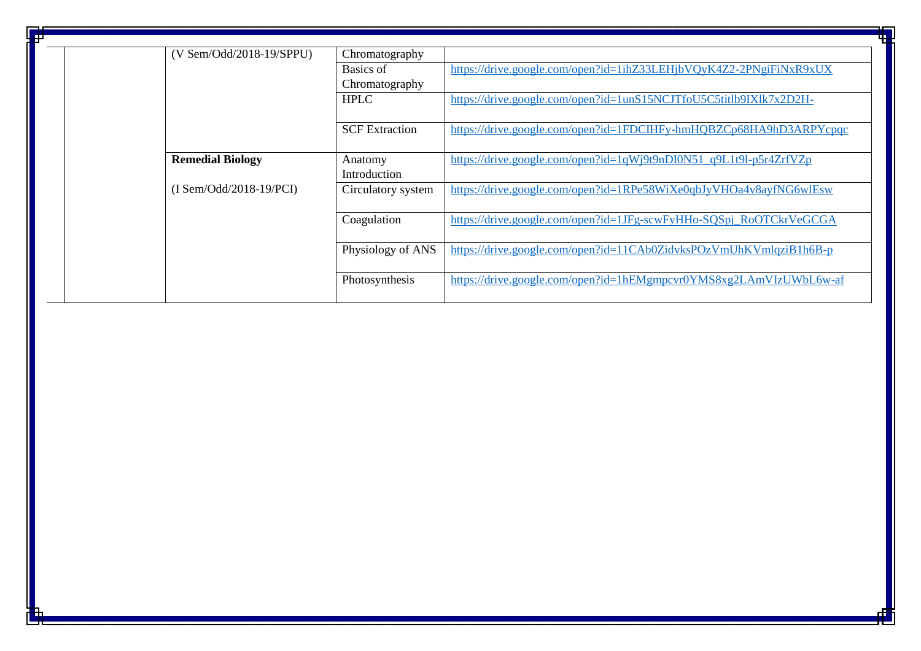| | | | | |
|---|---|---|---|---|
| | | (V Sem/Odd/2018-19/SPPU) | Chromatography | |
| | | | Basics of Chromatography | https://drive.google.com/open?id=1ihZ33LEHjbVQyK4Z2-2PNgiFiNxR9xUX |
| | | | HPLC | https://drive.google.com/open?id=1unS15NCJTfoU5C5titlb9IXlk7x2D2H- |
| | | | SCF Extraction | https://drive.google.com/open?id=1FDCIHFy-hmHQBZCp68HA9hD3ARPYcpqc |
| | | **Remedial Biology** (I Sem/Odd/2018-19/PCI) | Anatomy Introduction | https://drive.google.com/open?id=1qWj9t9nDI0N51_q9L1t9l-p5r4ZrfVZp |
| | | | Circulatory system | https://drive.google.com/open?id=1RPe58WiXe0qbJyVHOa4v8ayfNG6wlEsw |
| | | | Coagulation | https://drive.google.com/open?id=1JFg-scwFyHHo-SQSpj_RoOTCkrVeGCGA |
| | | | Physiology of ANS | https://drive.google.com/open?id=11CAb0ZidvksPOzVmUhKVmlqziB1h6B-p |
| | | | Photosynthesis | https://drive.google.com/open?id=1hEMgmpcvr0YMS8xg2LAmVIzUWbL6w-af |